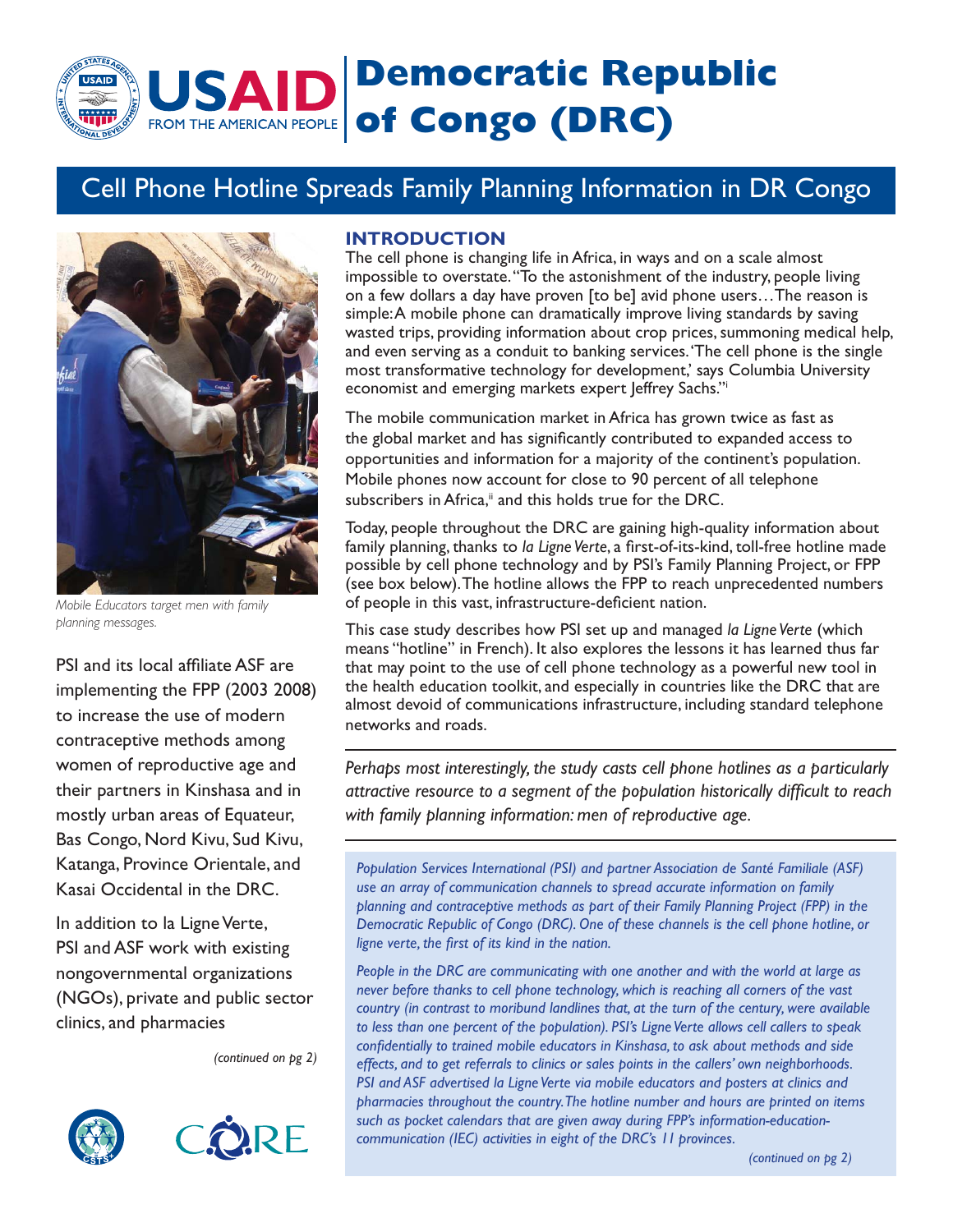# Democratic Republic of Congo (DRC)

## Cell Phone Hotline Spreads Family Planning Information in DR Congo

*Mobile Educators target men with family planning messages.*

PSI and its local affiliate ASF are implementing the FPP (2003 2008) to increase the use of modern contraceptive methods among women of reproductive age and their partners in Kinshasa and in mostly urban areas of Equateur, Bas Congo, Nord Kivu, Sud Kivu, Katanga, Province Orientale, and Kasai Occidental in the DRC.

In addition to la Ligne Verte, PSI and ASF work with existing nongovernmental organizations (NGOs), private and public sector clinics, and pharmacies

*(continued on pg 2)*

### INTRODUCTION

The cell phone is changing life in Africa, in ways and on a scale almost impossible to overstate. "To the astonishment of the industry, people living on a few dollars a day have proven [to be] avid phone users…The reason is simple: A mobile phone can dramatically improve living standards by saving wasted trips, providing information about crop prices, summoning medical help, and even serving as a conduit to banking services. 'The cell phone is the single most transformative technology for development,' says Columbia University economist and emerging markets expert Jeffrey Sachs."[i]

The mobile communication market in Africa has grown twice as fast as the global market and has significantly contributed to expanded access to opportunities and information for a majority of the continent's population. Mobile phones now account for close to 90 percent of all telephone subscribers in Africa,[ii] and this holds true for the DRC.

Today, people throughout the DRC are gaining high-quality information about family planning, thanks to *la Ligne Verte*, a first-of-its-kind, toll-free hotline made possible by cell phone technology and by PSI's Family Planning Project, or FPP (see box below). The hotline allows the FPP to reach unprecedented numbers of people in this vast, infrastructure-deficient nation.

This case study describes how PSI set up and managed *la Ligne Verte* (which means "hotline" in French). It also explores the lessons it has learned thus far that may point to the use of cell phone technology as a powerful new tool in the health education toolkit, and especially in countries like the DRC that are almost devoid of communications infrastructure, including standard telephone networks and roads.

*Perhaps most interestingly, the study casts cell phone hotlines as a particularly attractive resource to a segment of the population historically difficult to reach with family planning information: men of reproductive age.*

*Population Services International (PSI) and partner Association de Santé Familiale (ASF) use an array of communication channels to spread accurate information on family planning and contraceptive methods as part of their Family Planning Project (FPP) in the Democratic Republic of Congo (DRC). One of these channels is the cell phone hotline, or ligne verte, the first of its kind in the nation.*

*People in the DRC are communicating with one another and with the world at large as never before thanks to cell phone technology, which is reaching all corners of the vast country (in contrast to moribund landlines that, at the turn of the century, were available to less than one percent of the population). PSI's Ligne Verte allows cell callers to speak confidentially to trained mobile educators in Kinshasa, to ask about methods and side effects, and to get referrals to clinics or sales points in the callers' own neighborhoods. PSI and ASF advertised la Ligne Verte via mobile educators and posters at clinics and pharmacies throughout the country. The hotline number and hours are printed on items such as pocket calendars that are given away during FPP's information-education-communication (IEC) activities in eight of the DRC's 11 provinces.*

*(continued on pg 2)*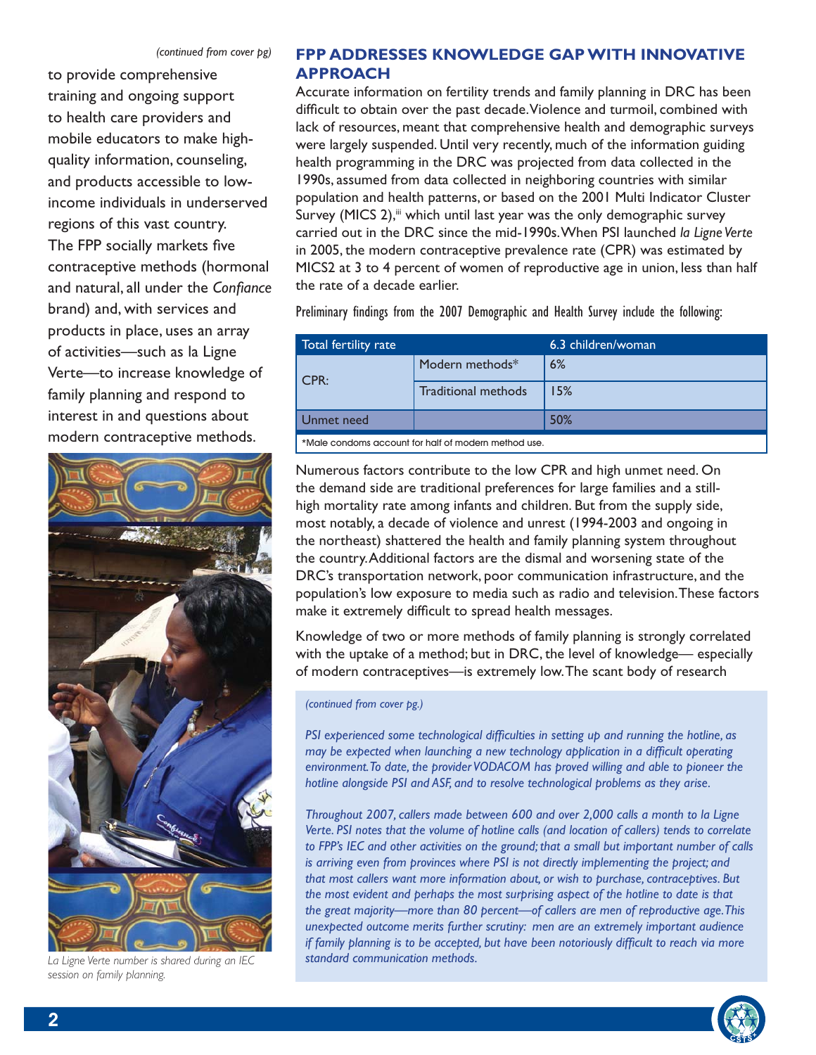*(continued from cover pg)*

to provide comprehensive training and ongoing support to health care providers and mobile educators to make high-quality information, counseling, and products accessible to low-income individuals in underserved regions of this vast country. The FPP socially markets five contraceptive methods (hormonal and natural, all under the *Confiance* brand) and, with services and products in place, uses an array of activities—such as la Ligne Verte—to increase knowledge of family planning and respond to interest in and questions about modern contraceptive methods.

*La Ligne Verte number is shared during an IEC session on family planning.*

## FPP ADDRESSES KNOWLEDGE GAP WITH INNOVATIVE APPROACH

Accurate information on fertility trends and family planning in DRC has been difficult to obtain over the past decade. Violence and turmoil, combined with lack of resources, meant that comprehensive health and demographic surveys were largely suspended. Until very recently, much of the information guiding health programming in the DRC was projected from data collected in the 1990s, assumed from data collected in neighboring countries with similar population and health patterns, or based on the 2001 Multi Indicator Cluster Survey (MICS 2),[iii] which until last year was the only demographic survey carried out in the DRC since the mid-1990s. When PSI launched *la Ligne Verte* in 2005, the modern contraceptive prevalence rate (CPR) was estimated by MICS2 at 3 to 4 percent of women of reproductive age in union, less than half the rate of a decade earlier.

Preliminary findings from the 2007 Demographic and Health Survey include the following:

| Total fertility rate | | 6.3 children/woman |
|---|---|---|
| CPR: | Modern methods* | 6% |
| | Traditional methods | 15% |
| Unmet need | | 50% |

*Male condoms account for half of modern method use.

Numerous factors contribute to the low CPR and high unmet need. On the demand side are traditional preferences for large families and a still-high mortality rate among infants and children. But from the supply side, most notably, a decade of violence and unrest (1994-2003 and ongoing in the northeast) shattered the health and family planning system throughout the country. Additional factors are the dismal and worsening state of the DRC's transportation network, poor communication infrastructure, and the population's low exposure to media such as radio and television. These factors make it extremely difficult to spread health messages.

Knowledge of two or more methods of family planning is strongly correlated with the uptake of a method; but in DRC, the level of knowledge— especially of modern contraceptives—is extremely low. The scant body of research

*(continued from cover pg.)*

*PSI experienced some technological difficulties in setting up and running the hotline, as may be expected when launching a new technology application in a difficult operating environment. To date, the provider VODACOM has proved willing and able to pioneer the hotline alongside PSI and ASF, and to resolve technological problems as they arise.*

*Throughout 2007, callers made between 600 and over 2,000 calls a month to la Ligne Verte. PSI notes that the volume of hotline calls (and location of callers) tends to correlate to FPP's IEC and other activities on the ground; that a small but important number of calls is arriving even from provinces where PSI is not directly implementing the project; and that most callers want more information about, or wish to purchase, contraceptives. But the most evident and perhaps the most surprising aspect of the hotline to date is that the great majority—more than 80 percent—of callers are men of reproductive age. This unexpected outcome merits further scrutiny: men are an extremely important audience if family planning is to be accepted, but have been notoriously difficult to reach via more standard communication methods.*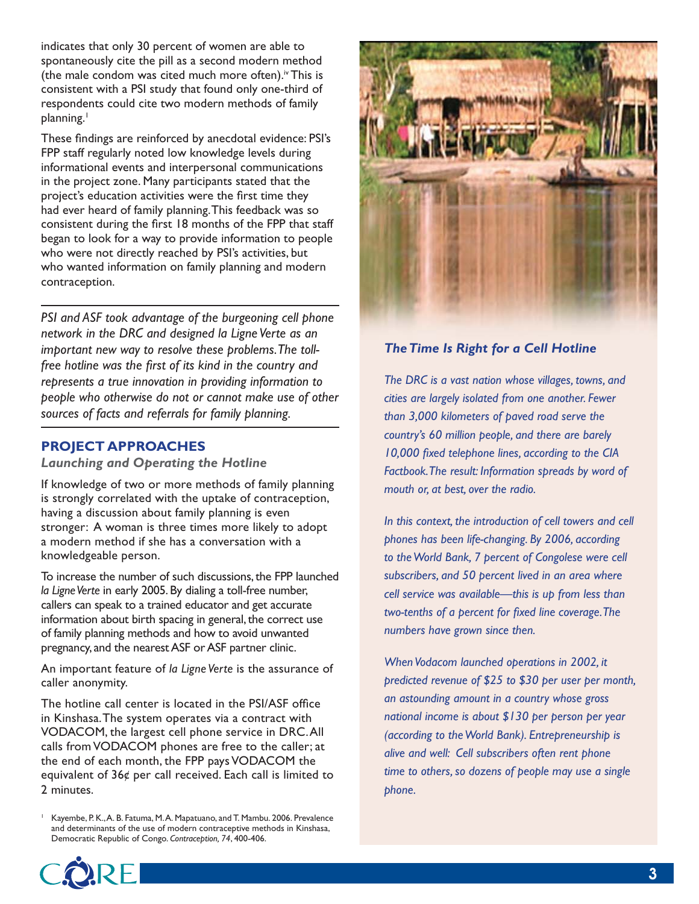indicates that only 30 percent of women are able to spontaneously cite the pill as a second modern method (the male condom was cited much more often).[iv] This is consistent with a PSI study that found only one-third of respondents could cite two modern methods of family planning.[1]

These findings are reinforced by anecdotal evidence: PSI's FPP staff regularly noted low knowledge levels during informational events and interpersonal communications in the project zone. Many participants stated that the project's education activities were the first time they had ever heard of family planning. This feedback was so consistent during the first 18 months of the FPP that staff began to look for a way to provide information to people who were not directly reached by PSI's activities, but who wanted information on family planning and modern contraception.

*PSI and ASF took advantage of the burgeoning cell phone network in the DRC and designed la Ligne Verte as an important new way to resolve these problems. The toll-free hotline was the first of its kind in the country and represents a true innovation in providing information to people who otherwise do not or cannot make use of other sources of facts and referrals for family planning.*

## PROJECT APPROACHES

### *Launching and Operating the Hotline*

If knowledge of two or more methods of family planning is strongly correlated with the uptake of contraception, having a discussion about family planning is even stronger: A woman is three times more likely to adopt a modern method if she has a conversation with a knowledgeable person.

To increase the number of such discussions, the FPP launched *la Ligne Verte* in early 2005. By dialing a toll-free number, callers can speak to a trained educator and get accurate information about birth spacing in general, the correct use of family planning methods and how to avoid unwanted pregnancy, and the nearest ASF or ASF partner clinic.

An important feature of *la Ligne Verte* is the assurance of caller anonymity.

The hotline call center is located in the PSI/ASF office in Kinshasa. The system operates via a contract with VODACOM, the largest cell phone service in DRC. All calls from VODACOM phones are free to the caller; at the end of each month, the FPP pays VODACOM the equivalent of 36¢ per call received. Each call is limited to 2 minutes.

[1] Kayembe, P. K., A. B. Fatuma, M. A. Mapatuano, and T. Mambu. 2006. Prevalence and determinants of the use of modern contraceptive methods in Kinshasa, Democratic Republic of Congo. *Contraception, 74*, 400-406.

### *The Time Is Right for a Cell Hotline*

*The DRC is a vast nation whose villages, towns, and cities are largely isolated from one another. Fewer than 3,000 kilometers of paved road serve the country's 60 million people, and there are barely 10,000 fixed telephone lines, according to the CIA Factbook. The result: Information spreads by word of mouth or, at best, over the radio.*

*In this context, the introduction of cell towers and cell phones has been life-changing. By 2006, according to the World Bank, 7 percent of Congolese were cell subscribers, and 50 percent lived in an area where cell service was available—this is up from less than two-tenths of a percent for fixed line coverage. The numbers have grown since then.*

*When Vodacom launched operations in 2002, it predicted revenue of $25 to $30 per user per month, an astounding amount in a country whose gross national income is about $130 per person per year (according to the World Bank). Entrepreneurship is alive and well: Cell subscribers often rent phone time to others, so dozens of people may use a single phone.*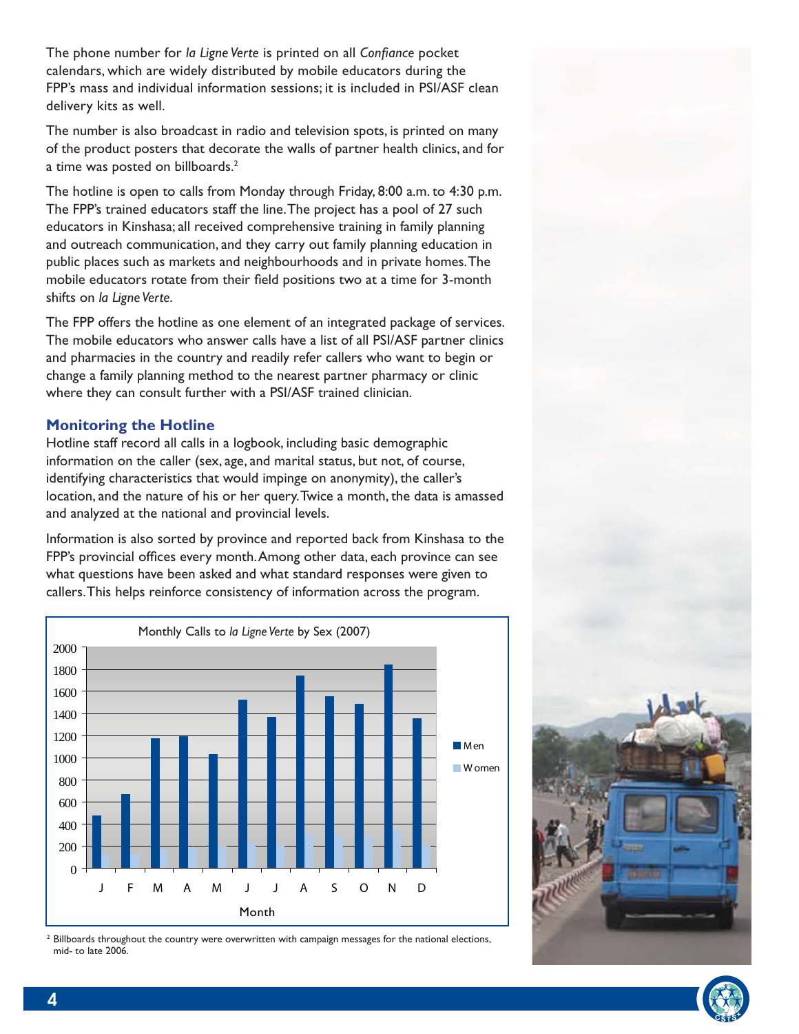The phone number for *la Ligne Verte* is printed on all *Confiance* pocket calendars, which are widely distributed by mobile educators during the FPP's mass and individual information sessions; it is included in PSI/ASF clean delivery kits as well.

The number is also broadcast in radio and television spots, is printed on many of the product posters that decorate the walls of partner health clinics, and for a time was posted on billboards.[2]

The hotline is open to calls from Monday through Friday, 8:00 a.m. to 4:30 p.m. The FPP's trained educators staff the line. The project has a pool of 27 such educators in Kinshasa; all received comprehensive training in family planning and outreach communication, and they carry out family planning education in public places such as markets and neighbourhoods and in private homes. The mobile educators rotate from their field positions two at a time for 3-month shifts on *la Ligne Verte*.

The FPP offers the hotline as one element of an integrated package of services. The mobile educators who answer calls have a list of all PSI/ASF partner clinics and pharmacies in the country and readily refer callers who want to begin or change a family planning method to the nearest partner pharmacy or clinic where they can consult further with a PSI/ASF trained clinician.

## Monitoring the Hotline

Hotline staff record all calls in a logbook, including basic demographic information on the caller (sex, age, and marital status, but not, of course, identifying characteristics that would impinge on anonymity), the caller's location, and the nature of his or her query. Twice a month, the data is amassed and analyzed at the national and provincial levels.

Information is also sorted by province and reported back from Kinshasa to the FPP's provincial offices every month. Among other data, each province can see what questions have been asked and what standard responses were given to callers. This helps reinforce consistency of information across the program.

Monthly Calls to *la Ligne Verte* by Sex (2007)

| Month | Men | Women |
|---|---|---|
| J | 470 | 120 |
| F | 670 | 120 |
| M | 1170 | 170 |
| A | 1190 | 170 |
| M | 1030 | 200 |
| J | 1520 | 230 |
| J | 1360 | 210 |
| A | 1740 | 300 |
| S | 1550 | 280 |
| O | 1480 | 280 |
| N | 1840 | 340 |
| D | 1350 | 190 |

[2] Billboards throughout the country were overwritten with campaign messages for the national elections, mid- to late 2006.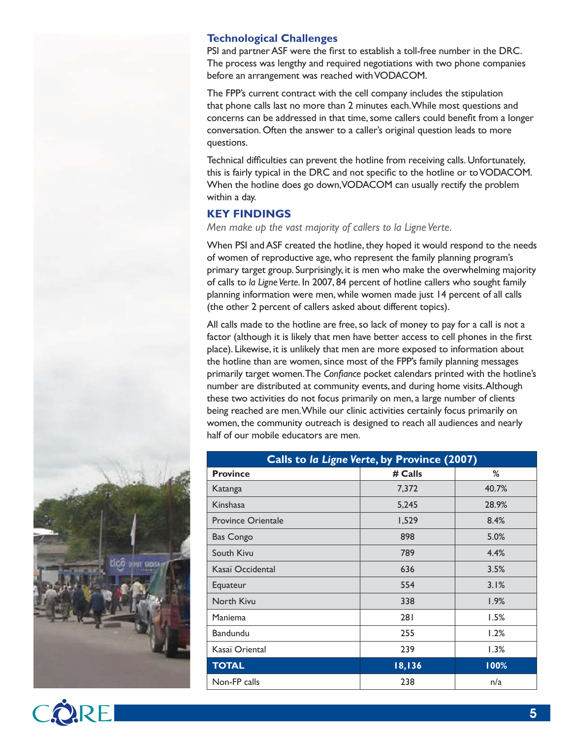### Technological Challenges

PSI and partner ASF were the first to establish a toll-free number in the DRC. The process was lengthy and required negotiations with two phone companies before an arrangement was reached with VODACOM.

The FPP's current contract with the cell company includes the stipulation that phone calls last no more than 2 minutes each. While most questions and concerns can be addressed in that time, some callers could benefit from a longer conversation. Often the answer to a caller's original question leads to more questions.

Technical difficulties can prevent the hotline from receiving calls. Unfortunately, this is fairly typical in the DRC and not specific to the hotline or to VODACOM. When the hotline does go down, VODACOM can usually rectify the problem within a day.

## KEY FINDINGS

*Men make up the vast majority of callers to la Ligne Verte.*

When PSI and ASF created the hotline, they hoped it would respond to the needs of women of reproductive age, who represent the family planning program's primary target group. Surprisingly, it is men who make the overwhelming majority of calls to *la Ligne Verte*. In 2007, 84 percent of hotline callers who sought family planning information were men, while women made just 14 percent of all calls (the other 2 percent of callers asked about different topics).

All calls made to the hotline are free, so lack of money to pay for a call is not a factor (although it is likely that men have better access to cell phones in the first place). Likewise, it is unlikely that men are more exposed to information about the hotline than are women, since most of the FPP's family planning messages primarily target women. The *Confiance* pocket calendars printed with the hotline's number are distributed at community events, and during home visits. Although these two activities do not focus primarily on men, a large number of clients being reached are men. While our clinic activities certainly focus primarily on women, the community outreach is designed to reach all audiences and nearly half of our mobile educators are men.

| Calls to *la Ligne Verte*, by Province (2007) | | |
|---|---|---|
| **Province** | **# Calls** | **%** |
| Katanga | 7,372 | 40.7% |
| Kinshasa | 5,245 | 28.9% |
| Province Orientale | 1,529 | 8.4% |
| Bas Congo | 898 | 5.0% |
| South Kivu | 789 | 4.4% |
| Kasaï Occidental | 636 | 3.5% |
| Equateur | 554 | 3.1% |
| North Kivu | 338 | 1.9% |
| Maniema | 281 | 1.5% |
| Bandundu | 255 | 1.2% |
| Kasaï Oriental | 239 | 1.3% |
| **TOTAL** | **18,136** | **100%** |
| Non-FP calls | 238 | n/a |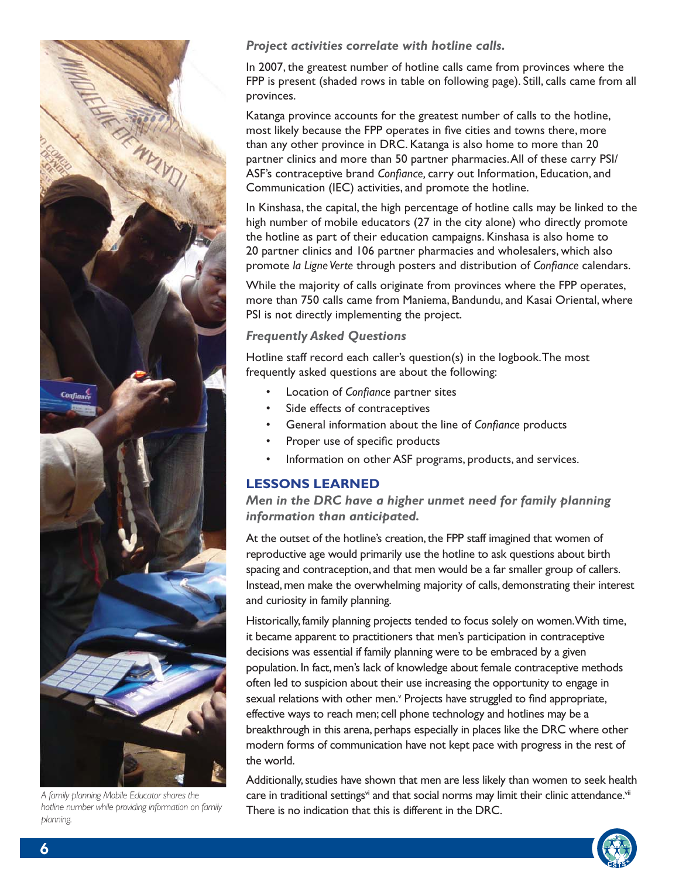*A family planning Mobile Educator shares the hotline number while providing information on family planning.*

***Project activities correlate with hotline calls.***

In 2007, the greatest number of hotline calls came from provinces where the FPP is present (shaded rows in table on following page). Still, calls came from all provinces.

Katanga province accounts for the greatest number of calls to the hotline, most likely because the FPP operates in five cities and towns there, more than any other province in DRC. Katanga is also home to more than 20 partner clinics and more than 50 partner pharmacies. All of these carry PSI/ASF's contraceptive brand *Confiance,* carry out Information, Education, and Communication (IEC) activities, and promote the hotline.

In Kinshasa, the capital, the high percentage of hotline calls may be linked to the high number of mobile educators (27 in the city alone) who directly promote the hotline as part of their education campaigns. Kinshasa is also home to 20 partner clinics and 106 partner pharmacies and wholesalers, which also promote *la Ligne Verte* through posters and distribution of *Confiance* calendars.

While the majority of calls originate from provinces where the FPP operates, more than 750 calls came from Maniema, Bandundu, and Kasai Oriental, where PSI is not directly implementing the project.

***Frequently Asked Questions***

Hotline staff record each caller's question(s) in the logbook. The most frequently asked questions are about the following:

- Location of *Confiance* partner sites
- Side effects of contraceptives
- General information about the line of *Confiance* products
- Proper use of specific products
- Information on other ASF programs, products, and services.

## LESSONS LEARNED

***Men in the DRC have a higher unmet need for family planning information than anticipated.***

At the outset of the hotline's creation, the FPP staff imagined that women of reproductive age would primarily use the hotline to ask questions about birth spacing and contraception, and that men would be a far smaller group of callers. Instead, men make the overwhelming majority of calls, demonstrating their interest and curiosity in family planning.

Historically, family planning projects tended to focus solely on women. With time, it became apparent to practitioners that men's participation in contraceptive decisions was essential if family planning were to be embraced by a given population. In fact, men's lack of knowledge about female contraceptive methods often led to suspicion about their use increasing the opportunity to engage in sexual relations with other men.[v] Projects have struggled to find appropriate, effective ways to reach men; cell phone technology and hotlines may be a breakthrough in this arena, perhaps especially in places like the DRC where other modern forms of communication have not kept pace with progress in the rest of the world.

Additionally, studies have shown that men are less likely than women to seek health care in traditional settings[vi] and that social norms may limit their clinic attendance.[vii] There is no indication that this is different in the DRC.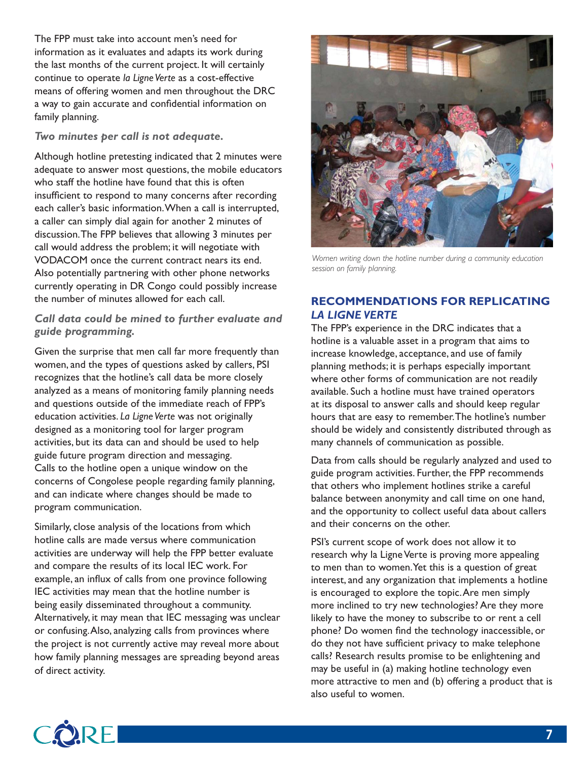The FPP must take into account men's need for information as it evaluates and adapts its work during the last months of the current project. It will certainly continue to operate *la Ligne Verte* as a cost-effective means of offering women and men throughout the DRC a way to gain accurate and confidential information on family planning.

### *Two minutes per call is not adequate.*

Although hotline pretesting indicated that 2 minutes were adequate to answer most questions, the mobile educators who staff the hotline have found that this is often insufficient to respond to many concerns after recording each caller's basic information. When a call is interrupted, a caller can simply dial again for another 2 minutes of discussion. The FPP believes that allowing 3 minutes per call would address the problem; it will negotiate with VODACOM once the current contract nears its end. Also potentially partnering with other phone networks currently operating in DR Congo could possibly increase the number of minutes allowed for each call.

### *Call data could be mined to further evaluate and guide programming.*

Given the surprise that men call far more frequently than women, and the types of questions asked by callers, PSI recognizes that the hotline's call data be more closely analyzed as a means of monitoring family planning needs and questions outside of the immediate reach of FPP's education activities. *La Ligne Verte* was not originally designed as a monitoring tool for larger program activities, but its data can and should be used to help guide future program direction and messaging. Calls to the hotline open a unique window on the concerns of Congolese people regarding family planning, and can indicate where changes should be made to program communication.

Similarly, close analysis of the locations from which hotline calls are made versus where communication activities are underway will help the FPP better evaluate and compare the results of its local IEC work. For example, an influx of calls from one province following IEC activities may mean that the hotline number is being easily disseminated throughout a community. Alternatively, it may mean that IEC messaging was unclear or confusing. Also, analyzing calls from provinces where the project is not currently active may reveal more about how family planning messages are spreading beyond areas of direct activity.

*Women writing down the hotline number during a community education session on family planning.*

## RECOMMENDATIONS FOR REPLICATING *LA LIGNE VERTE*

The FPP's experience in the DRC indicates that a hotline is a valuable asset in a program that aims to increase knowledge, acceptance, and use of family planning methods; it is perhaps especially important where other forms of communication are not readily available. Such a hotline must have trained operators at its disposal to answer calls and should keep regular hours that are easy to remember. The hotline's number should be widely and consistently distributed through as many channels of communication as possible.

Data from calls should be regularly analyzed and used to guide program activities. Further, the FPP recommends that others who implement hotlines strike a careful balance between anonymity and call time on one hand, and the opportunity to collect useful data about callers and their concerns on the other.

PSI's current scope of work does not allow it to research why la Ligne Verte is proving more appealing to men than to women. Yet this is a question of great interest, and any organization that implements a hotline is encouraged to explore the topic. Are men simply more inclined to try new technologies? Are they more likely to have the money to subscribe to or rent a cell phone? Do women find the technology inaccessible, or do they not have sufficient privacy to make telephone calls? Research results promise to be enlightening and may be useful in (a) making hotline technology even more attractive to men and (b) offering a product that is also useful to women.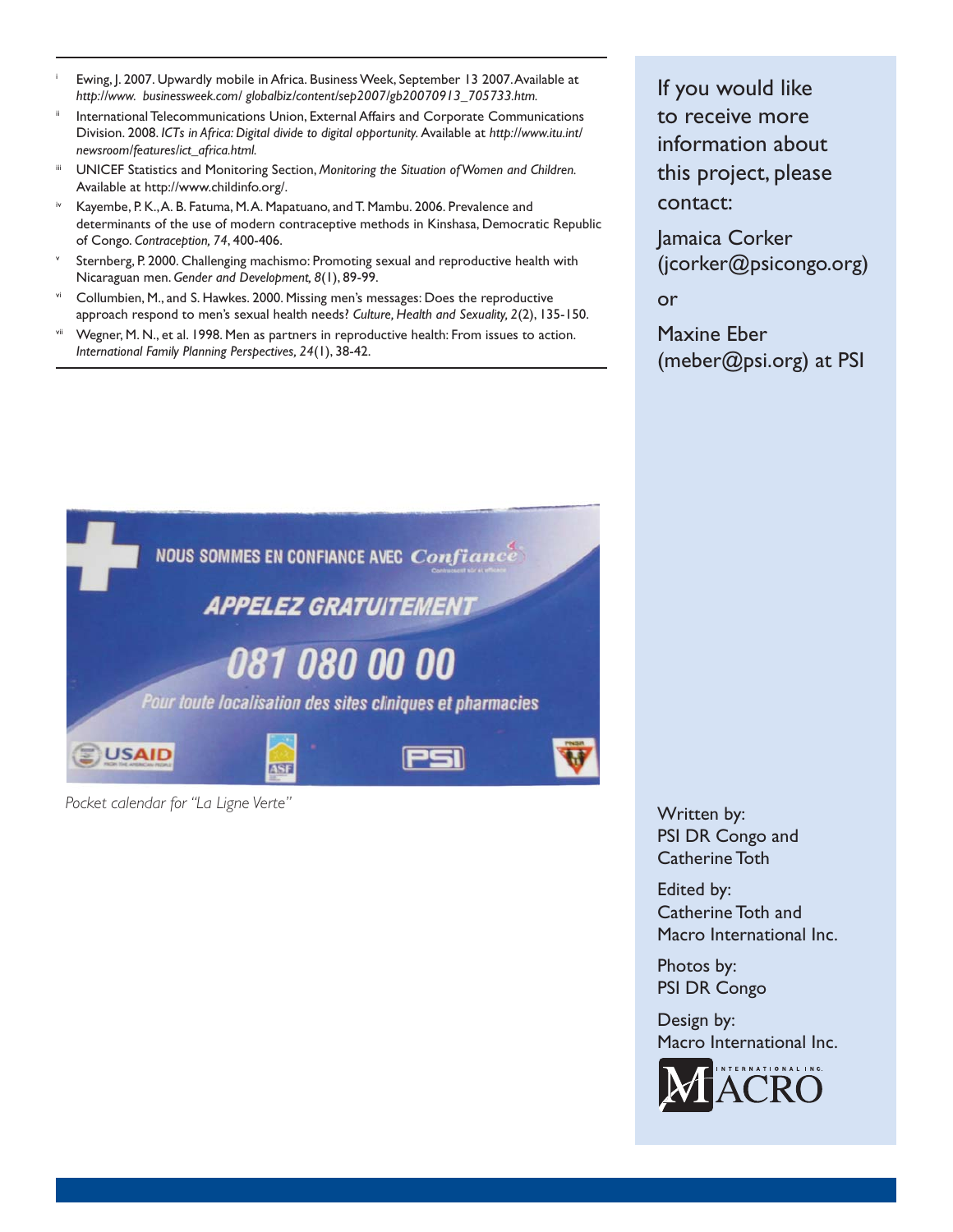- [i] Ewing, J. 2007. Upwardly mobile in Africa. Business Week, September 13 2007. Available at *http://www. businessweek.com/ globalbiz/content/sep2007/gb20070913_705733.htm.*
- [ii] International Telecommunications Union, External Affairs and Corporate Communications Division. 2008. *ICTs in Africa: Digital divide to digital opportunity.* Available at *http://www.itu.int/ newsroom/features/ict_africa.html.*
- [iii] UNICEF Statistics and Monitoring Section, *Monitoring the Situation of Women and Children.* Available at http://www.childinfo.org/.
- [iv] Kayembe, P. K., A. B. Fatuma, M. A. Mapatuano, and T. Mambu. 2006. Prevalence and determinants of the use of modern contraceptive methods in Kinshasa, Democratic Republic of Congo. *Contraception, 74*, 400-406.
- [v] Sternberg, P. 2000. Challenging machismo: Promoting sexual and reproductive health with Nicaraguan men. *Gender and Development, 8*(1), 89-99.
- [vi] Collumbien, M., and S. Hawkes. 2000. Missing men's messages: Does the reproductive approach respond to men's sexual health needs? *Culture, Health and Sexuality, 2*(2), 135-150.
- [vii] Wegner, M. N., et al. 1998. Men as partners in reproductive health: From issues to action. *International Family Planning Perspectives, 24*(1), 38-42.

NOUS SOMMES EN CONFIANCE AVEC Confiance

APPELEZ GRATUITEMENT

081 080 00 00

Pour toute localisation des sites cliniques et pharmacies

*Pocket calendar for "La Ligne Verte"*

If you would like to receive more information about this project, please contact:

Jamaica Corker (jcorker@psicongo.org)

or

Maxine Eber (meber@psi.org) at PSI

Written by:
PSI DR Congo and Catherine Toth

Edited by:
Catherine Toth and Macro International Inc.

Photos by:
PSI DR Congo

Design by:
Macro International Inc.